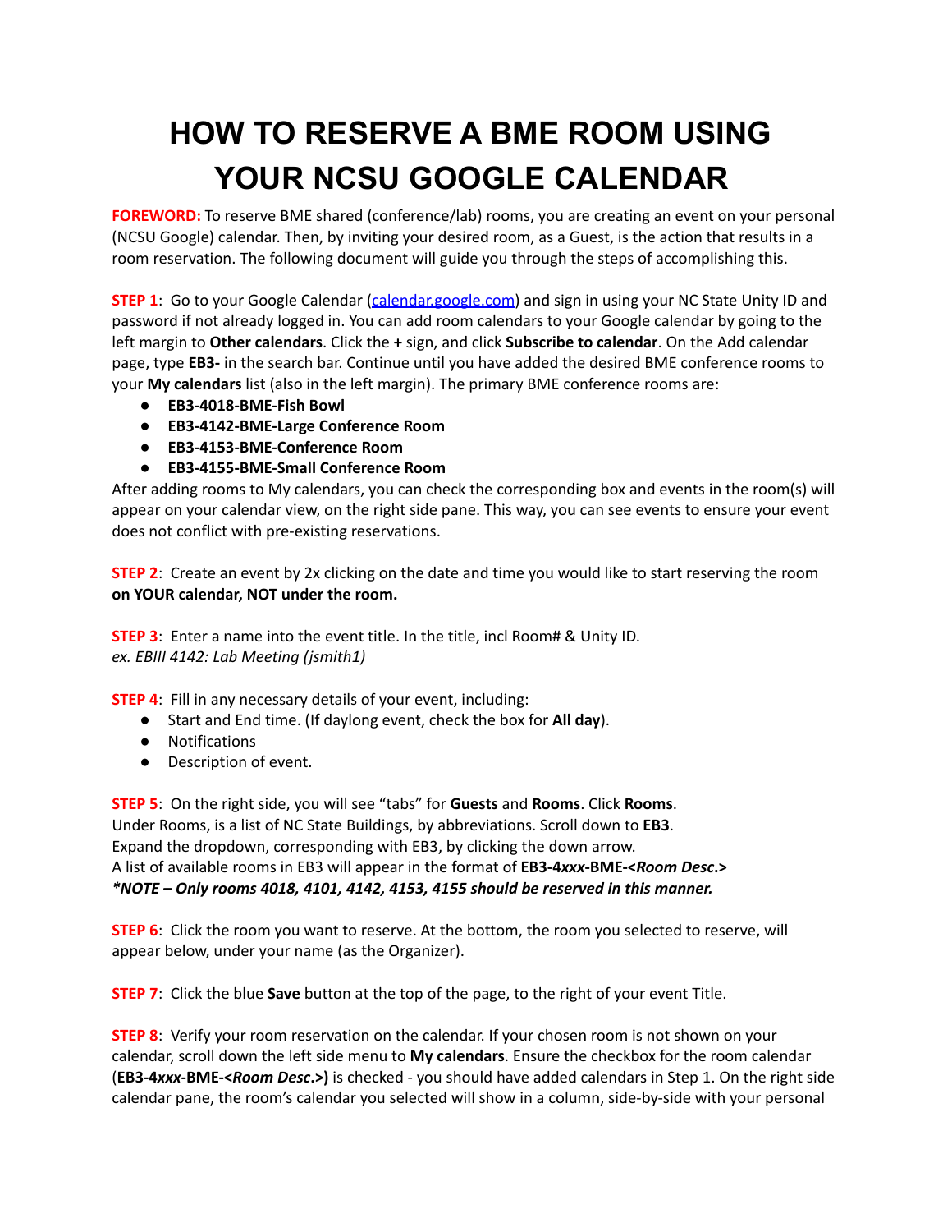# HOW TO RESERVE A BME ROOM USING YOUR NCSU GOOGLE CALENDAR

**FOREWORD:** To reserve BME shared (conference/lab) rooms, you are creating an event on your personal (NCSU Google) calendar. Then, by inviting your desired room, as a Guest, is the action that results in a room reservation. The following document will guide you through the steps of accomplishing this.

**STEP 1**: Go to your Google Calendar ([calendar.google.com](calendar.google.com)) and sign in using your NC State Unity ID and password if not already logged in. You can add room calendars to your Google calendar by going to the left margin to **Other calendars**. Click the **+** sign, and click **Subscribe to calendar**. On the Add calendar page, type **EB3-** in the search bar. Continue until you have added the desired BME conference rooms to your **My calendars** list (also in the left margin). The primary BME conference rooms are:

- **EB3-4018-BME-Fish Bowl**
- **EB3-4142-BME-Large Conference Room**
- **EB3-4153-BME-Conference Room**
- **EB3-4155-BME-Small Conference Room**

After adding rooms to My calendars, you can check the corresponding box and events in the room(s) will appear on your calendar view, on the right side pane. This way, you can see events to ensure your event does not conflict with pre-existing reservations.

**STEP 2**: Create an event by 2x clicking on the date and time you would like to start reserving the room **on YOUR calendar, NOT under the room.**

**STEP 3**: Enter a name into the event title. In the title, incl Room# & Unity ID.
*ex. EBIII 4142: Lab Meeting (jsmith1)*

**STEP 4**: Fill in any necessary details of your event, including:

- Start and End time. (If daylong event, check the box for **All day**).
- Notifications
- Description of event.

**STEP 5**: On the right side, you will see "tabs" for **Guests** and **Rooms**. Click **Rooms**.
Under Rooms, is a list of NC State Buildings, by abbreviations. Scroll down to **EB3**.
Expand the dropdown, corresponding with EB3, by clicking the down arrow.
A list of available rooms in EB3 will appear in the format of **EB3-4*xxx*-BME-<*Room Desc.*>**
***NOTE – Only rooms 4018, 4101, 4142, 4153, 4155 should be reserved in this manner.***

**STEP 6**: Click the room you want to reserve. At the bottom, the room you selected to reserve, will appear below, under your name (as the Organizer).

**STEP 7**: Click the blue **Save** button at the top of the page, to the right of your event Title.

**STEP 8**: Verify your room reservation on the calendar. If your chosen room is not shown on your calendar, scroll down the left side menu to **My calendars**. Ensure the checkbox for the room calendar (**EB3-4*xxx*-BME-<*Room Desc.*>)** is checked - you should have added calendars in Step 1. On the right side calendar pane, the room's calendar you selected will show in a column, side-by-side with your personal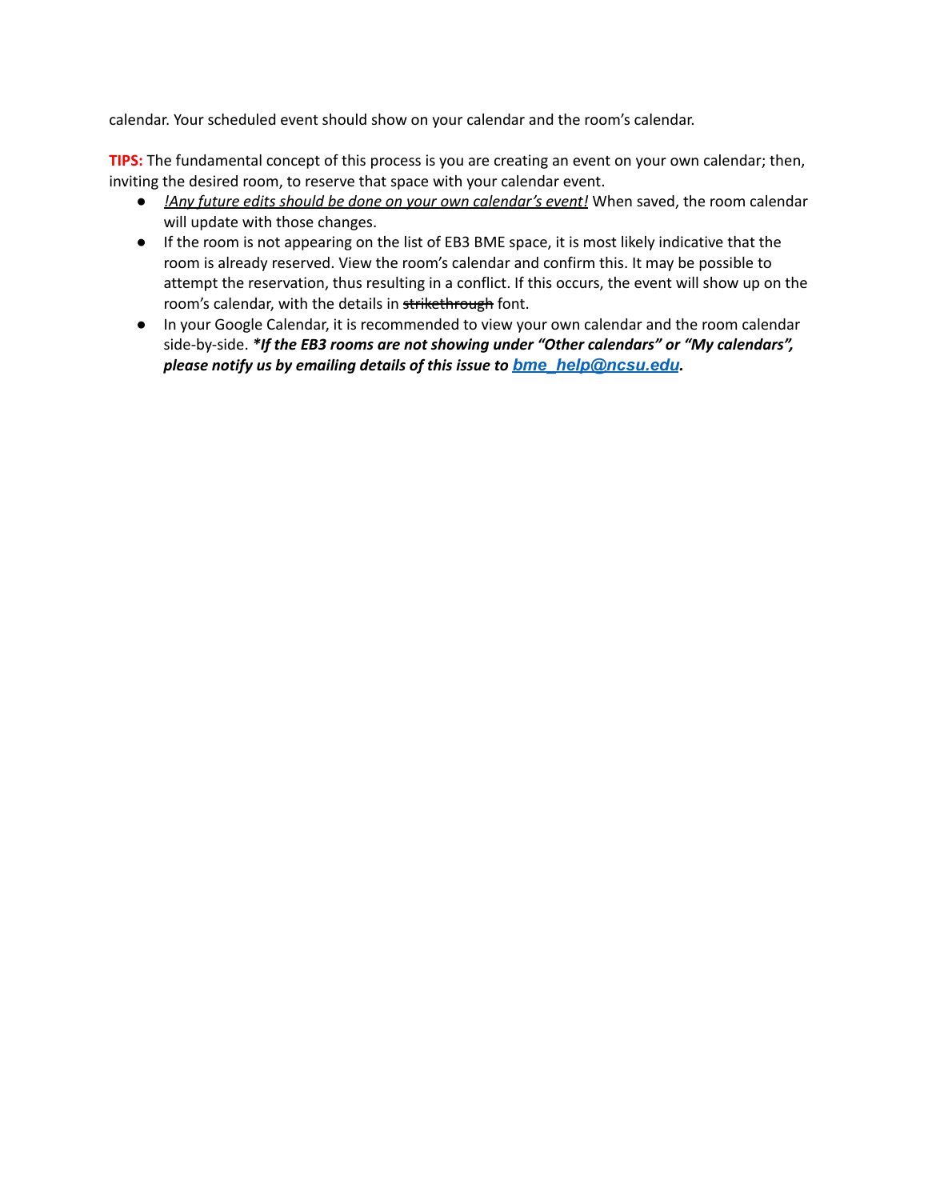calendar. Your scheduled event should show on your calendar and the room's calendar.

**TIPS:** The fundamental concept of this process is you are creating an event on your own calendar; then, inviting the desired room, to reserve that space with your calendar event.

- *!Any future edits should be done on your own calendar's event!* When saved, the room calendar will update with those changes.
- If the room is not appearing on the list of EB3 BME space, it is most likely indicative that the room is already reserved. View the room's calendar and confirm this. It may be possible to attempt the reservation, thus resulting in a conflict. If this occurs, the event will show up on the room's calendar, with the details in ~~strikethrough~~ font.
- In your Google Calendar, it is recommended to view your own calendar and the room calendar side-by-side. ***If the EB3 rooms are not showing under "Other calendars" or "My calendars", please notify us by emailing details of this issue to [bme_help@ncsu.edu](mailto:bme_help@ncsu.edu).***